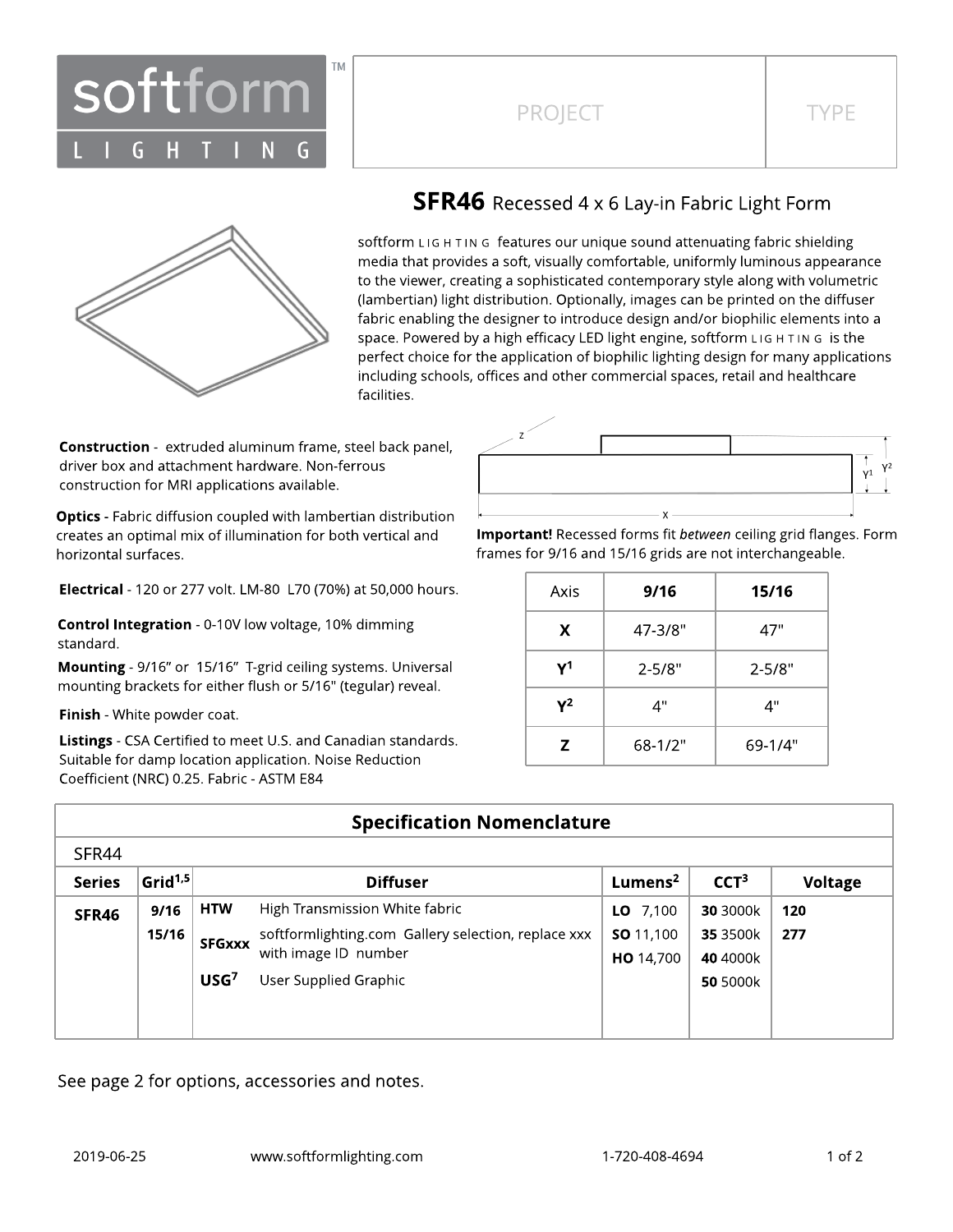softform LIGHTING ™

| PROJECT | TYPE |
|---|---|
| | |

# SFR46 Recessed 4 x 6 Lay-in Fabric Light Form

softform LIGHTING features our unique sound attenuating fabric shielding media that provides a soft, visually comfortable, uniformly luminous appearance to the viewer, creating a sophisticated contemporary style along with volumetric (lambertian) light distribution. Optionally, images can be printed on the diffuser fabric enabling the designer to introduce design and/or biophilic elements into a space. Powered by a high efficacy LED light engine, softform LIGHTING is the perfect choice for the application of biophilic lighting design for many applications including schools, offices and other commercial spaces, retail and healthcare facilities.

**Construction** - extruded aluminum frame, steel back panel, driver box and attachment hardware. Non-ferrous construction for MRI applications available.

**Optics** - Fabric diffusion coupled with lambertian distribution creates an optimal mix of illumination for both vertical and horizontal surfaces.

**Electrical** - 120 or 277 volt. LM-80 L70 (70%) at 50,000 hours.

**Control Integration** - 0-10V low voltage, 10% dimming standard.

**Mounting** - 9/16" or 15/16" T-grid ceiling systems. Universal mounting brackets for either flush or 5/16" (tegular) reveal.

**Finish** - White powder coat.

**Listings** - CSA Certified to meet U.S. and Canadian standards. Suitable for damp location application. Noise Reduction Coefficient (NRC) 0.25. Fabric - ASTM E84

**Important!** Recessed forms fit *between* ceiling grid flanges. Form frames for 9/16 and 15/16 grids are not interchangeable.

| Axis | 9/16 | 15/16 |
|---|---|---|
| X | 47-3/8" | 47" |
| $Y^1$ | 2-5/8" | 2-5/8" |
| $Y^2$ | 4" | 4" |
| Z | 68-1/2" | 69-1/4" |

## Specification Nomenclature

SFR44

| Series | Grid[1,5] | Diffuser | | Lumens[2] | CCT[3] | Voltage |
|---|---|---|---|---|---|---|
| SFR46 | 9/16 | HTW | High Transmission White fabric | LO 7,100 | 30 3000k | 120 |
| | 15/16 | SFGxxx | softformlighting.com Gallery selection, replace xxx with image ID number | SO 11,100 | 35 3500k | 277 |
| | | USG[7] | User Supplied Graphic | HO 14,700 | 40 4000k | |
| | | | | | 50 5000k | |

See page 2 for options, accessories and notes.

2019-06-25 www.softformlighting.com 1-720-408-4694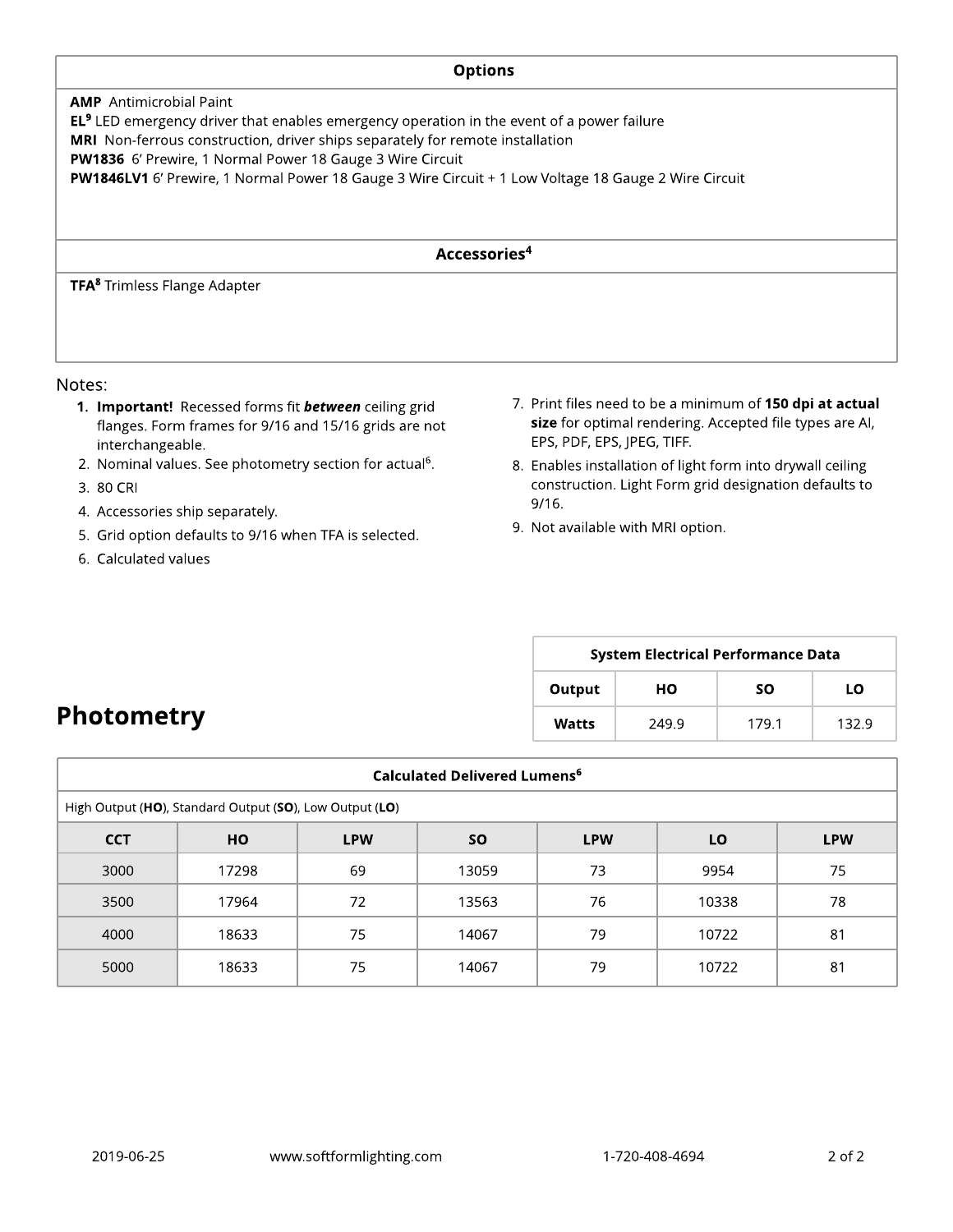| Options |
| --- |
| **AMP** Antimicrobial Paint<br>**EL**[9] LED emergency driver that enables emergency operation in the event of a power failure<br>**MRI** Non-ferrous construction, driver ships separately for remote installation<br>**PW1836** 6' Prewire, 1 Normal Power 18 Gauge 3 Wire Circuit<br>**PW1846LV1** 6' Prewire, 1 Normal Power 18 Gauge 3 Wire Circuit + 1 Low Voltage 18 Gauge 2 Wire Circuit |

| Accessories[4] |
| --- |
| **TFA**[8] Trimless Flange Adapter |

Notes:

1. **Important!** Recessed forms fit ***between*** ceiling grid flanges. Form frames for 9/16 and 15/16 grids are not interchangeable.
2. Nominal values. See photometry section for actual[6].
3. 80 CRI
4. Accessories ship separately.
5. Grid option defaults to 9/16 when TFA is selected.
6. Calculated values
7. Print files need to be a minimum of **150 dpi at actual size** for optimal rendering. Accepted file types are AI, EPS, PDF, EPS, JPEG, TIFF.
8. Enables installation of light form into drywall ceiling construction. Light Form grid designation defaults to 9/16.
9. Not available with MRI option.

## Photometry

| System Electrical Performance Data | | | |
| --- | --- | --- | --- |
| **Output** | **HO** | **SO** | **LO** |
| **Watts** | 249.9 | 179.1 | 132.9 |

| Calculated Delivered Lumens[6] | | | | | | |
| --- | --- | --- | --- | --- | --- | --- |
| High Output (**HO**), Standard Output (**SO**), Low Output (**LO**) | | | | | | |
| **CCT** | **HO** | **LPW** | **SO** | **LPW** | **LO** | **LPW** |
| 3000 | 17298 | 69 | 13059 | 73 | 9954 | 75 |
| 3500 | 17964 | 72 | 13563 | 76 | 10338 | 78 |
| 4000 | 18633 | 75 | 14067 | 79 | 10722 | 81 |
| 5000 | 18633 | 75 | 14067 | 79 | 10722 | 81 |

2019-06-25 www.softformlighting.com 1-720-408-4694